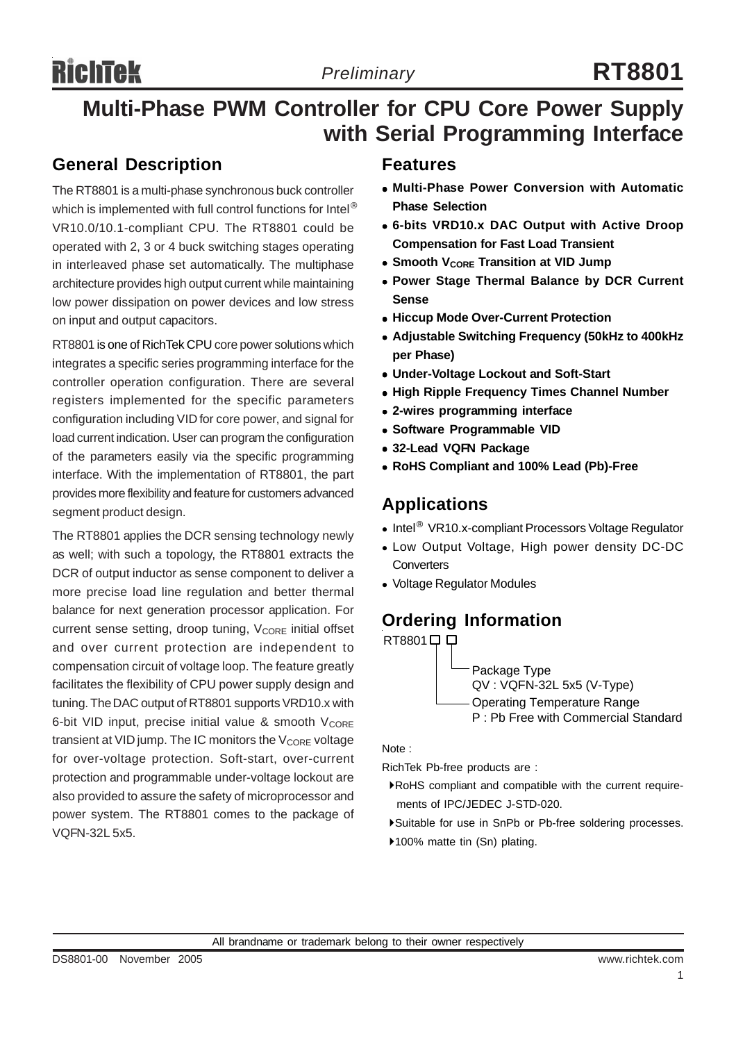# RT8801

*Preliminary*

# Multi-Phase PWM Controller for CPU Core Power Supply with Serial Programming Interface

## General Description

The RT8801 is a multi-phase synchronous buck controller which is implemented with full control functions for Intel® VR10.0/10.1-compliant CPU. The RT8801 could be operated with 2, 3 or 4 buck switching stages operating in interleaved phase set automatically. The multiphase architecture provides high output current while maintaining low power dissipation on power devices and low stress on input and output capacitors.

RT8801 is one of RichTek CPU core power solutions which integrates a specific series programming interface for the controller operation configuration. There are several registers implemented for the specific parameters configuration including VID for core power, and signal for load current indication. User can program the configuration of the parameters easily via the specific programming interface. With the implementation of RT8801, the part provides more flexibility and feature for customers advanced segment product design.

The RT8801 applies the DCR sensing technology newly as well; with such a topology, the RT8801 extracts the DCR of output inductor as sense component to deliver a more precise load line regulation and better thermal balance for next generation processor application. For current sense setting, droop tuning, $V_{CORE}$ initial offset and over current protection are independent to compensation circuit of voltage loop. The feature greatly facilitates the flexibility of CPU power supply design and tuning. The DAC output of RT8801 supports VRD10.x with 6-bit VID input, precise initial value & smooth $V_{CORE}$ transient at VID jump. The IC monitors the $V_{CORE}$ voltage for over-voltage protection. Soft-start, over-current protection and programmable under-voltage lockout are also provided to assure the safety of microprocessor and power system. The RT8801 comes to the package of VQFN-32L 5x5.

## Features

- **Multi-Phase Power Conversion with Automatic Phase Selection**
- **6-bits VRD10.x DAC Output with Active Droop Compensation for Fast Load Transient**
- **Smooth $V_{CORE}$ Transition at VID Jump**
- **Power Stage Thermal Balance by DCR Current Sense**
- **Hiccup Mode Over-Current Protection**
- **Adjustable Switching Frequency (50kHz to 400kHz per Phase)**
- **Under-Voltage Lockout and Soft-Start**
- **High Ripple Frequency Times Channel Number**
- **2-wires programming interface**
- **Software Programmable VID**
- **32-Lead VQFN Package**
- **RoHS Compliant and 100% Lead (Pb)-Free**

## Applications

- Intel® VR10.x-compliant Processors Voltage Regulator
- Low Output Voltage, High power density DC-DC Converters
- Voltage Regulator Modules

## Ordering Information

RT8801□□

- Package Type
  - QV : VQFN-32L 5x5 (V-Type)
- Operating Temperature Range
  - P : Pb Free with Commercial Standard

Note :

RichTek Pb-free products are :

- RoHS compliant and compatible with the current requirements of IPC/JEDEC J-STD-020.
- Suitable for use in SnPb or Pb-free soldering processes.
- 100% matte tin (Sn) plating.

All brandname or trademark belong to their owner respectively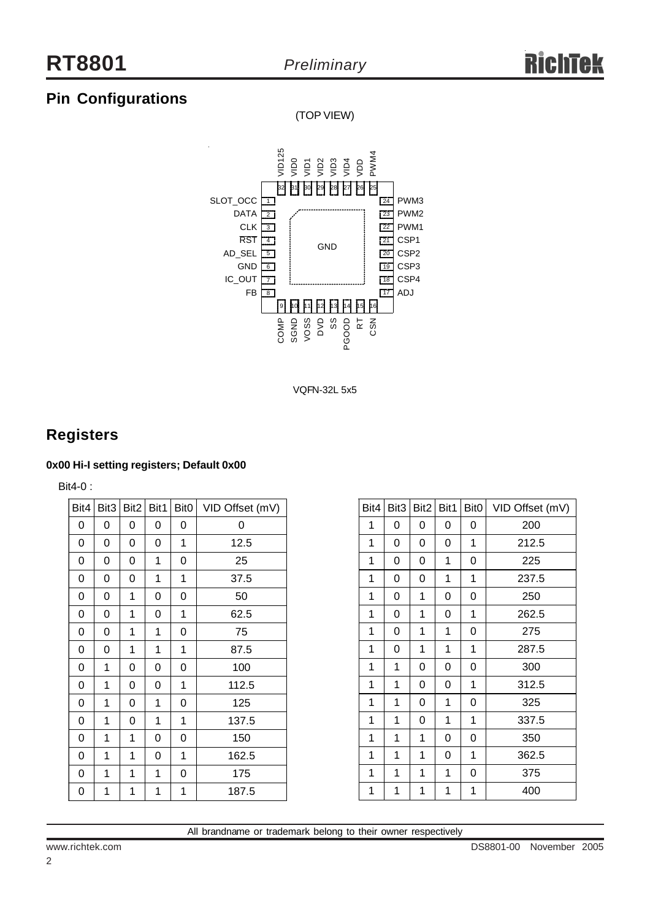## Pin Configurations

(TOP VIEW)

VQFN-32L 5x5

| Pin | Name | Pin | Name |
|---|---|---|---|
| 1 | SLOT_OCC | 17 | ADJ |
| 2 | DATA | 18 | CSP4 |
| 3 | CLK | 19 | CSP3 |
| 4 | $\overline{RST}$ | 20 | CSP2 |
| 5 | AD_SEL | 21 | CSP1 |
| 6 | GND | 22 | PWM1 |
| 7 | IC_OUT | 23 | PWM2 |
| 8 | FB | 24 | PWM3 |
| 9 | COMP | 25 | PWM4 |
| 10 | SGND | 26 | VDD |
| 11 | VOSS | 27 | VID4 |
| 12 | DVD | 28 | VID3 |
| 13 | SS | 29 | VID2 |
| 14 | PGOOD | 30 | VID1 |
| 15 | RT | 31 | VID0 |
| 16 | CSN | 32 | VID125 |
| Exposed pad | GND | | |

## Registers

**0x00 Hi-I setting registers; Default 0x00**

Bit4-0 :

| Bit4 | Bit3 | Bit2 | Bit1 | Bit0 | VID Offset (mV) |
|---|---|---|---|---|---|
| 0 | 0 | 0 | 0 | 0 | 0 |
| 0 | 0 | 0 | 0 | 1 | 12.5 |
| 0 | 0 | 0 | 1 | 0 | 25 |
| 0 | 0 | 0 | 1 | 1 | 37.5 |
| 0 | 0 | 1 | 0 | 0 | 50 |
| 0 | 0 | 1 | 0 | 1 | 62.5 |
| 0 | 0 | 1 | 1 | 0 | 75 |
| 0 | 0 | 1 | 1 | 1 | 87.5 |
| 0 | 1 | 0 | 0 | 0 | 100 |
| 0 | 1 | 0 | 0 | 1 | 112.5 |
| 0 | 1 | 0 | 1 | 0 | 125 |
| 0 | 1 | 0 | 1 | 1 | 137.5 |
| 0 | 1 | 1 | 0 | 0 | 150 |
| 0 | 1 | 1 | 0 | 1 | 162.5 |
| 0 | 1 | 1 | 1 | 0 | 175 |
| 0 | 1 | 1 | 1 | 1 | 187.5 |
| 1 | 0 | 0 | 0 | 0 | 200 |
| 1 | 0 | 0 | 0 | 1 | 212.5 |
| 1 | 0 | 0 | 1 | 0 | 225 |
| 1 | 0 | 0 | 1 | 1 | 237.5 |
| 1 | 0 | 1 | 0 | 0 | 250 |
| 1 | 0 | 1 | 0 | 1 | 262.5 |
| 1 | 0 | 1 | 1 | 0 | 275 |
| 1 | 0 | 1 | 1 | 1 | 287.5 |
| 1 | 1 | 0 | 0 | 0 | 300 |
| 1 | 1 | 0 | 0 | 1 | 312.5 |
| 1 | 1 | 0 | 1 | 0 | 325 |
| 1 | 1 | 0 | 1 | 1 | 337.5 |
| 1 | 1 | 1 | 0 | 0 | 350 |
| 1 | 1 | 1 | 0 | 1 | 362.5 |
| 1 | 1 | 1 | 1 | 0 | 375 |
| 1 | 1 | 1 | 1 | 1 | 400 |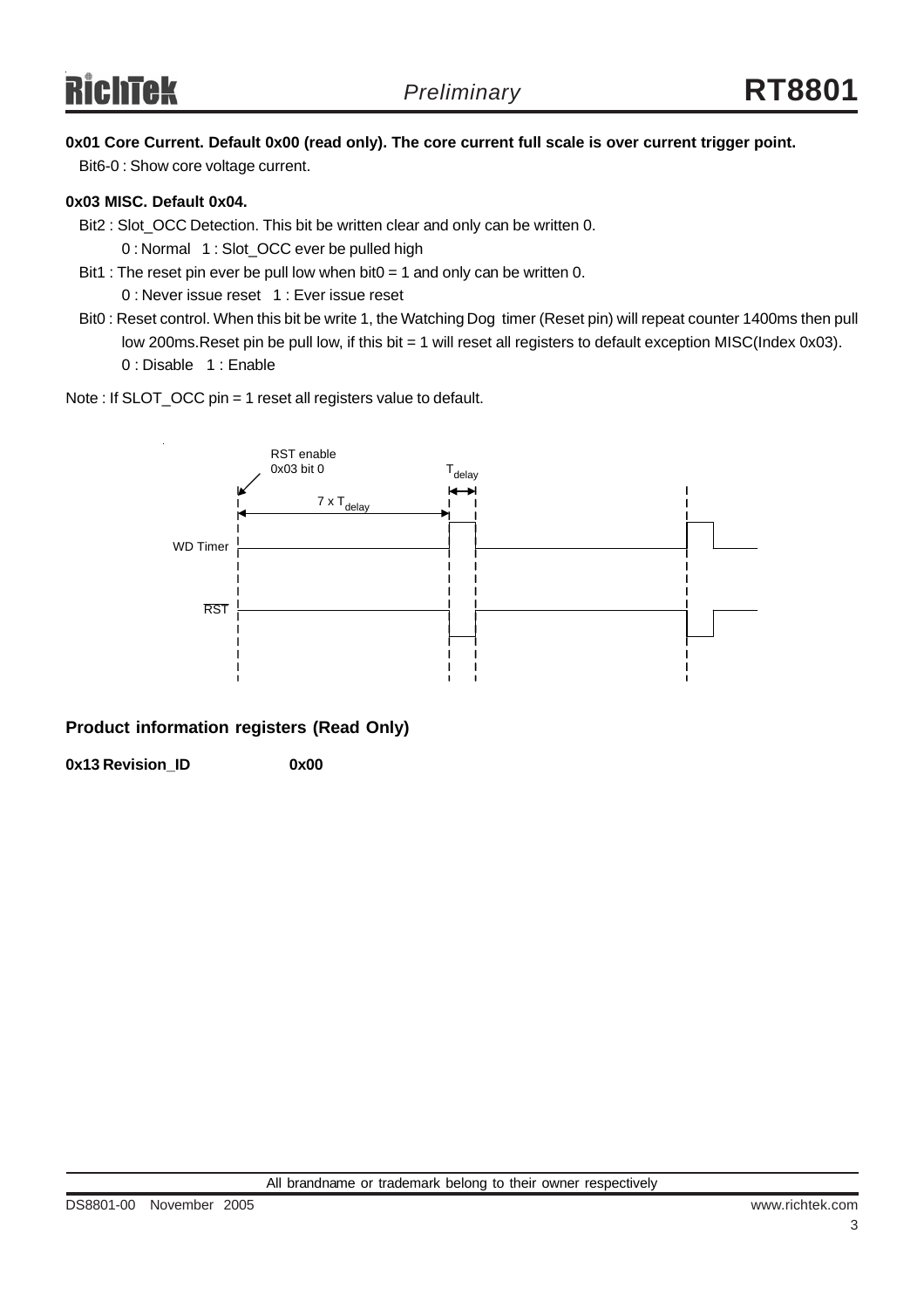**0x01 Core Current. Default 0x00 (read only). The core current full scale is over current trigger point.**

Bit6-0 : Show core voltage current.

**0x03 MISC. Default 0x04.**

Bit2 : Slot_OCC Detection. This bit be written clear and only can be written 0.

0 : Normal 1 : Slot_OCC ever be pulled high

Bit1 : The reset pin ever be pull low when bit0 = 1 and only can be written 0.

0 : Never issue reset 1 : Ever issue reset

Bit0 : Reset control. When this bit be write 1, the Watching Dog timer (Reset pin) will repeat counter 1400ms then pull low 200ms.Reset pin be pull low, if this bit = 1 will reset all registers to default exception MISC(Index 0x03).

0 : Disable 1 : Enable

Note : If SLOT_OCC pin = 1 reset all registers value to default.

RST enable 0x03 bit 0

$T_{delay}$

7 x $T_{delay}$

WD Timer

RST

## Product information registers (Read Only)

**0x13 Revision_ID 0x00**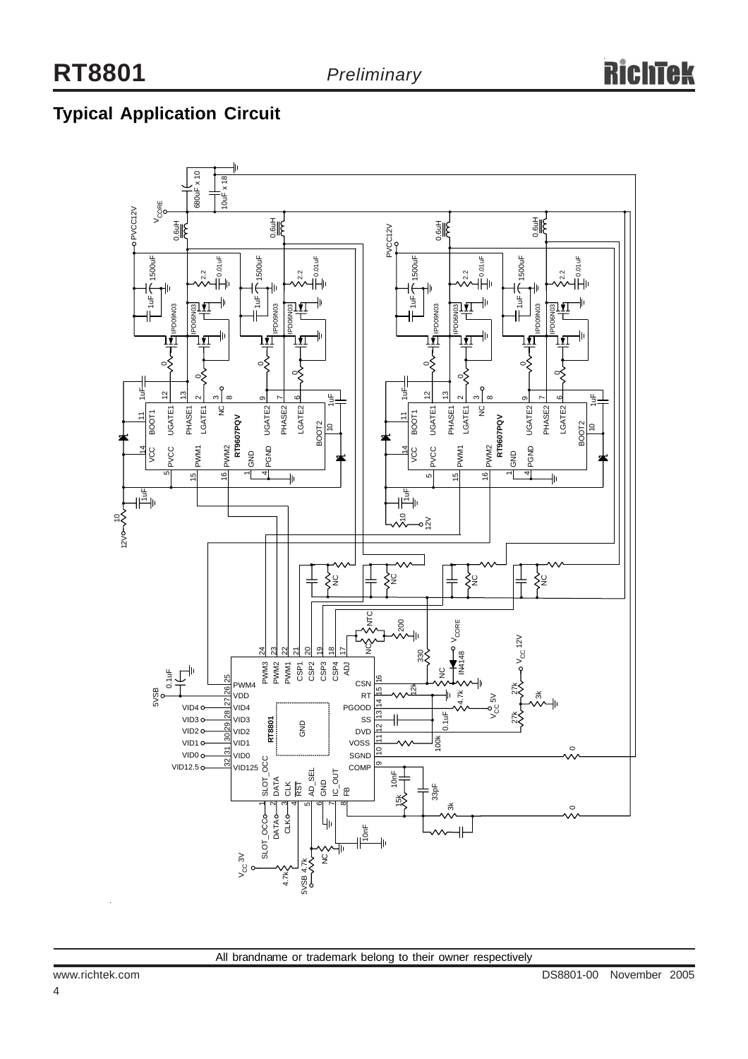## Typical Application Circuit

All brandname or trademark belong to their owner respectively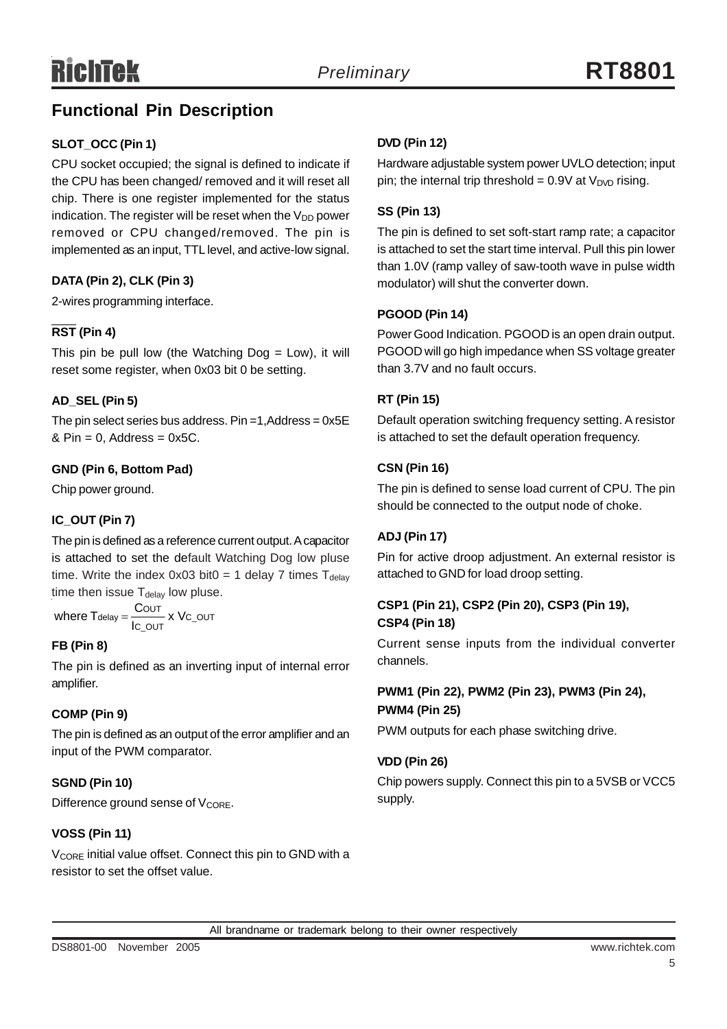## Functional Pin Description

**SLOT_OCC (Pin 1)**

CPU socket occupied; the signal is defined to indicate if the CPU has been changed/ removed and it will reset all chip. There is one register implemented for the status indication. The register will be reset when the $V_{DD}$ power removed or CPU changed/removed. The pin is implemented as an input, TTL level, and active-low signal.

**DATA (Pin 2), CLK (Pin 3)**

2-wires programming interface.

**$\overline{\text{RST}}$ (Pin 4)**

This pin be pull low (the Watching Dog = Low), it will reset some register, when 0x03 bit 0 be setting.

**AD_SEL (Pin 5)**

The pin select series bus address. Pin =1,Address = 0x5E & Pin = 0, Address = 0x5C.

**GND (Pin 6, Bottom Pad)**

Chip power ground.

**IC_OUT (Pin 7)**

The pin is defined as a reference current output. A capacitor is attached to set the default Watching Dog low pluse time. Write the index 0x03 bit0 = 1 delay 7 times $T_{delay}$ time then issue $T_{delay}$ low pluse.

where $T_{delay} = \dfrac{C_{OUT}}{I_{C\_OUT}} \times V_{C\_OUT}$

**FB (Pin 8)**

The pin is defined as an inverting input of internal error amplifier.

**COMP (Pin 9)**

The pin is defined as an output of the error amplifier and an input of the PWM comparator.

**SGND (Pin 10)**

Difference ground sense of $V_{CORE}$.

**VOSS (Pin 11)**

$V_{CORE}$ initial value offset. Connect this pin to GND with a resistor to set the offset value.

**DVD (Pin 12)**

Hardware adjustable system power UVLO detection; input pin; the internal trip threshold = 0.9V at $V_{DVD}$ rising.

**SS (Pin 13)**

The pin is defined to set soft-start ramp rate; a capacitor is attached to set the start time interval. Pull this pin lower than 1.0V (ramp valley of saw-tooth wave in pulse width modulator) will shut the converter down.

**PGOOD (Pin 14)**

Power Good Indication. PGOOD is an open drain output. PGOOD will go high impedance when SS voltage greater than 3.7V and no fault occurs.

**RT (Pin 15)**

Default operation switching frequency setting. A resistor is attached to set the default operation frequency.

**CSN (Pin 16)**

The pin is defined to sense load current of CPU. The pin should be connected to the output node of choke.

**ADJ (Pin 17)**

Pin for active droop adjustment. An external resistor is attached to GND for load droop setting.

**CSP1 (Pin 21), CSP2 (Pin 20), CSP3 (Pin 19), CSP4 (Pin 18)**

Current sense inputs from the individual converter channels.

**PWM1 (Pin 22), PWM2 (Pin 23), PWM3 (Pin 24), PWM4 (Pin 25)**

PWM outputs for each phase switching drive.

**VDD (Pin 26)**

Chip powers supply. Connect this pin to a 5VSB or VCC5 supply.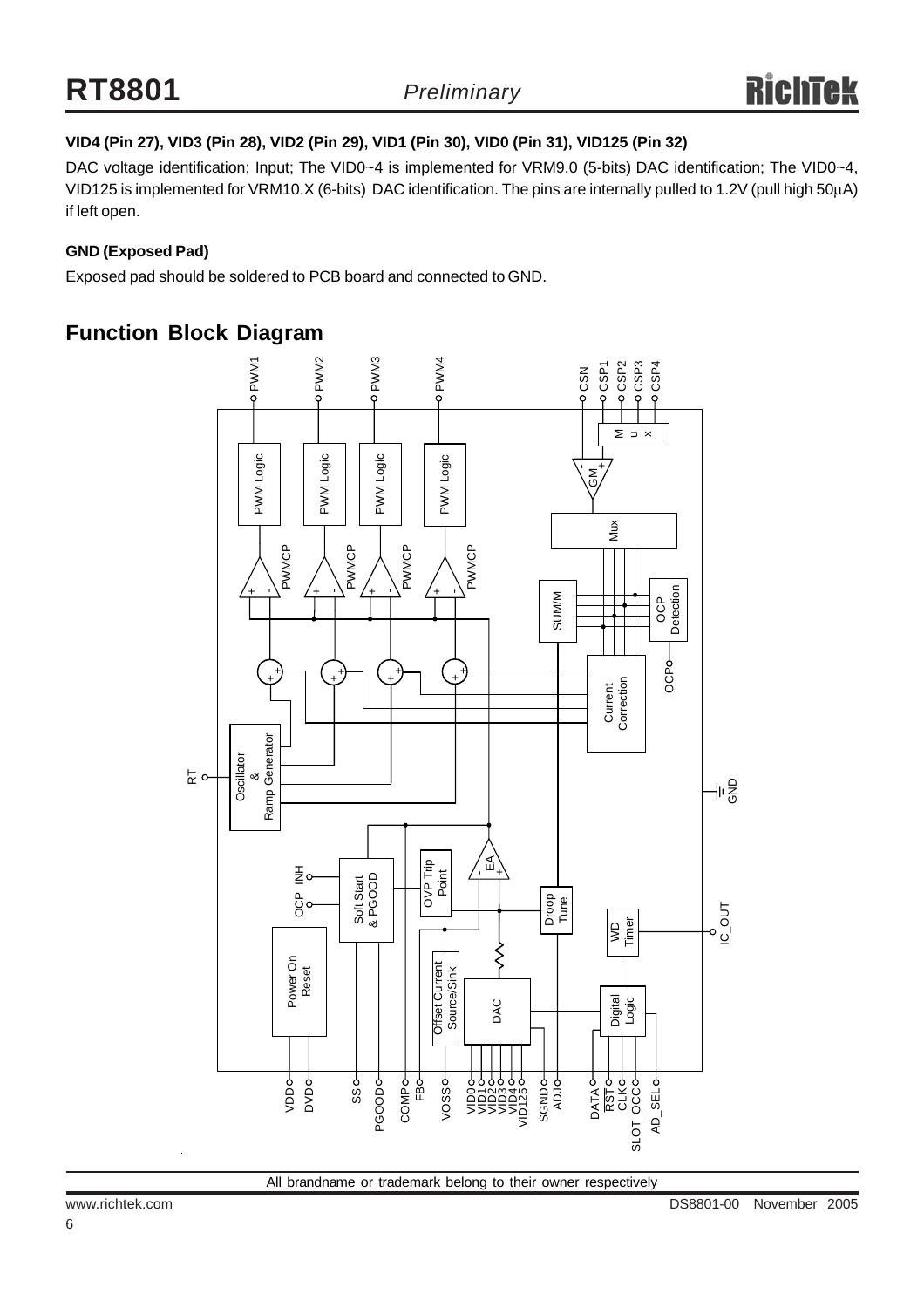**VID4 (Pin 27), VID3 (Pin 28), VID2 (Pin 29), VID1 (Pin 30), VID0 (Pin 31), VID125 (Pin 32)**

DAC voltage identification; Input; The VID0~4 is implemented for VRM9.0 (5-bits) DAC identification; The VID0~4, VID125 is implemented for VRM10.X (6-bits) DAC identification. The pins are internally pulled to 1.2V (pull high 50μA) if left open.

**GND (Exposed Pad)**

Exposed pad should be soldered to PCB board and connected to GND.

## Function Block Diagram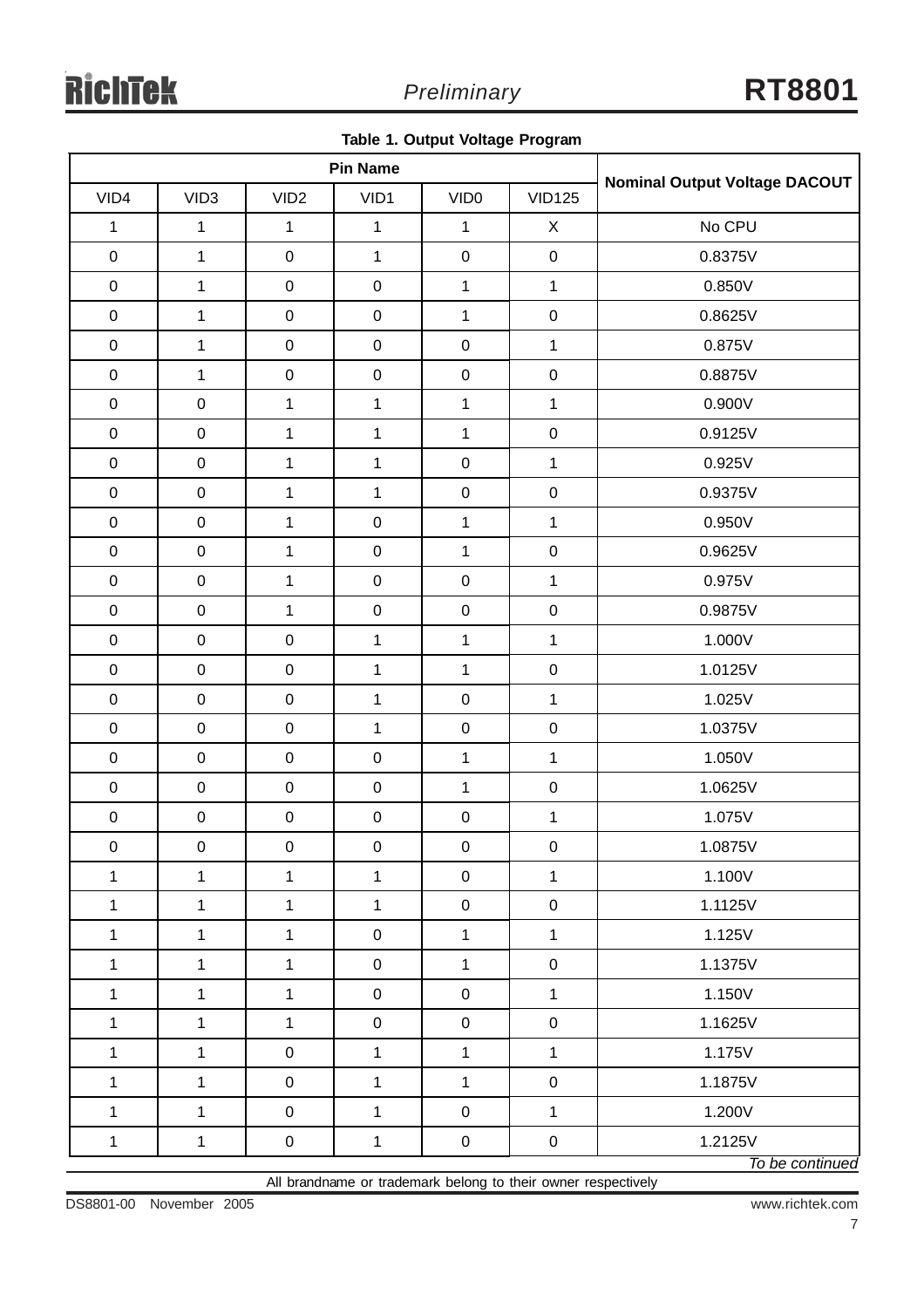**Table 1. Output Voltage Program**

| Pin Name | | | | | | Nominal Output Voltage DACOUT |
|---|---|---|---|---|---|---|
| VID4 | VID3 | VID2 | VID1 | VID0 | VID125 | |
| 1 | 1 | 1 | 1 | 1 | X | No CPU |
| 0 | 1 | 0 | 1 | 0 | 0 | 0.8375V |
| 0 | 1 | 0 | 0 | 1 | 1 | 0.850V |
| 0 | 1 | 0 | 0 | 1 | 0 | 0.8625V |
| 0 | 1 | 0 | 0 | 0 | 1 | 0.875V |
| 0 | 1 | 0 | 0 | 0 | 0 | 0.8875V |
| 0 | 0 | 1 | 1 | 1 | 1 | 0.900V |
| 0 | 0 | 1 | 1 | 1 | 0 | 0.9125V |
| 0 | 0 | 1 | 1 | 0 | 1 | 0.925V |
| 0 | 0 | 1 | 1 | 0 | 0 | 0.9375V |
| 0 | 0 | 1 | 0 | 1 | 1 | 0.950V |
| 0 | 0 | 1 | 0 | 1 | 0 | 0.9625V |
| 0 | 0 | 1 | 0 | 0 | 1 | 0.975V |
| 0 | 0 | 1 | 0 | 0 | 0 | 0.9875V |
| 0 | 0 | 0 | 1 | 1 | 1 | 1.000V |
| 0 | 0 | 0 | 1 | 1 | 0 | 1.0125V |
| 0 | 0 | 0 | 1 | 0 | 1 | 1.025V |
| 0 | 0 | 0 | 1 | 0 | 0 | 1.0375V |
| 0 | 0 | 0 | 0 | 1 | 1 | 1.050V |
| 0 | 0 | 0 | 0 | 1 | 0 | 1.0625V |
| 0 | 0 | 0 | 0 | 0 | 1 | 1.075V |
| 0 | 0 | 0 | 0 | 0 | 0 | 1.0875V |
| 1 | 1 | 1 | 1 | 0 | 1 | 1.100V |
| 1 | 1 | 1 | 1 | 0 | 0 | 1.1125V |
| 1 | 1 | 1 | 0 | 1 | 1 | 1.125V |
| 1 | 1 | 1 | 0 | 1 | 0 | 1.1375V |
| 1 | 1 | 1 | 0 | 0 | 1 | 1.150V |
| 1 | 1 | 1 | 0 | 0 | 0 | 1.1625V |
| 1 | 1 | 0 | 1 | 1 | 1 | 1.175V |
| 1 | 1 | 0 | 1 | 1 | 0 | 1.1875V |
| 1 | 1 | 0 | 1 | 0 | 1 | 1.200V |
| 1 | 1 | 0 | 1 | 0 | 0 | 1.2125V |

*To be continued*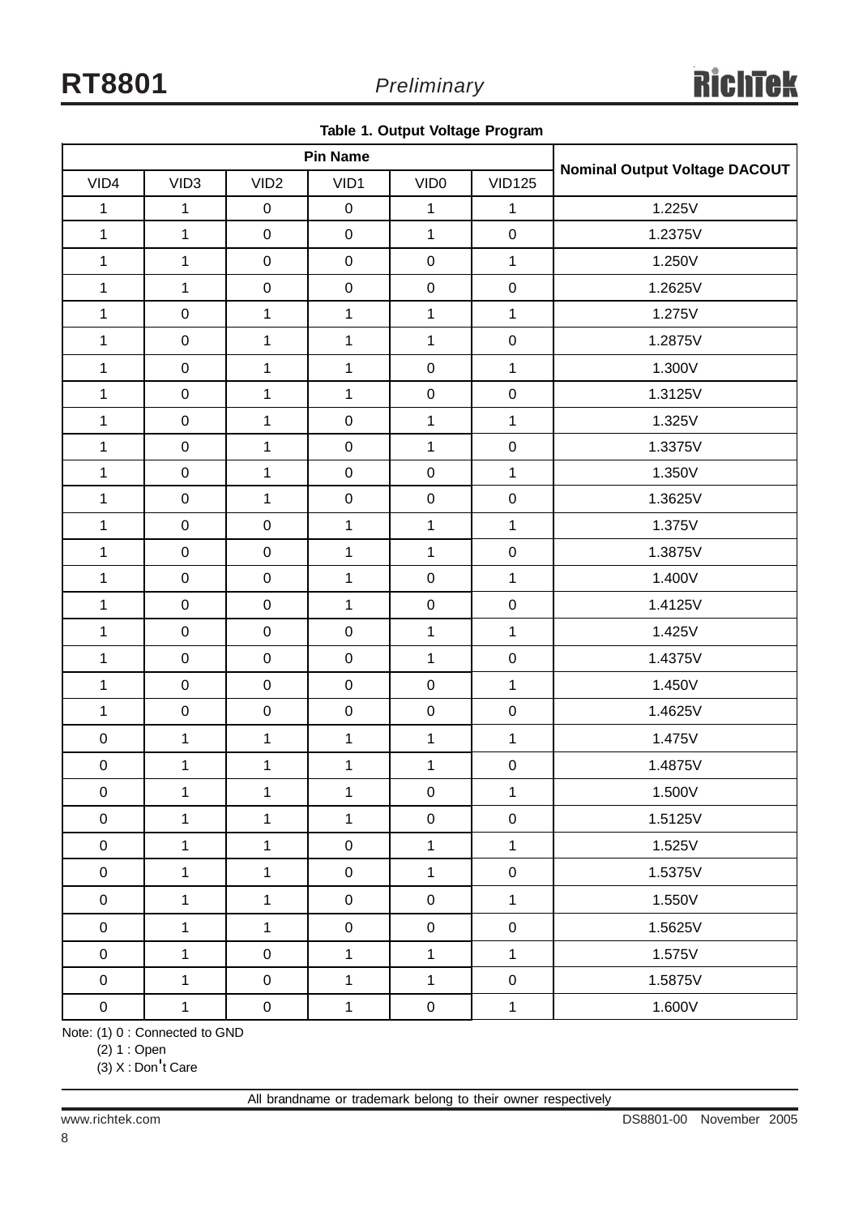**Table 1. Output Voltage Program**

| Pin Name | | | | | | Nominal Output Voltage DACOUT |
|---|---|---|---|---|---|---|
| VID4 | VID3 | VID2 | VID1 | VID0 | VID125 | |
| 1 | 1 | 0 | 0 | 1 | 1 | 1.225V |
| 1 | 1 | 0 | 0 | 1 | 0 | 1.2375V |
| 1 | 1 | 0 | 0 | 0 | 1 | 1.250V |
| 1 | 1 | 0 | 0 | 0 | 0 | 1.2625V |
| 1 | 0 | 1 | 1 | 1 | 1 | 1.275V |
| 1 | 0 | 1 | 1 | 1 | 0 | 1.2875V |
| 1 | 0 | 1 | 1 | 0 | 1 | 1.300V |
| 1 | 0 | 1 | 1 | 0 | 0 | 1.3125V |
| 1 | 0 | 1 | 0 | 1 | 1 | 1.325V |
| 1 | 0 | 1 | 0 | 1 | 0 | 1.3375V |
| 1 | 0 | 1 | 0 | 0 | 1 | 1.350V |
| 1 | 0 | 1 | 0 | 0 | 0 | 1.3625V |
| 1 | 0 | 0 | 1 | 1 | 1 | 1.375V |
| 1 | 0 | 0 | 1 | 1 | 0 | 1.3875V |
| 1 | 0 | 0 | 1 | 0 | 1 | 1.400V |
| 1 | 0 | 0 | 1 | 0 | 0 | 1.4125V |
| 1 | 0 | 0 | 0 | 1 | 1 | 1.425V |
| 1 | 0 | 0 | 0 | 1 | 0 | 1.4375V |
| 1 | 0 | 0 | 0 | 0 | 1 | 1.450V |
| 1 | 0 | 0 | 0 | 0 | 0 | 1.4625V |
| 0 | 1 | 1 | 1 | 1 | 1 | 1.475V |
| 0 | 1 | 1 | 1 | 1 | 0 | 1.4875V |
| 0 | 1 | 1 | 1 | 0 | 1 | 1.500V |
| 0 | 1 | 1 | 1 | 0 | 0 | 1.5125V |
| 0 | 1 | 1 | 0 | 1 | 1 | 1.525V |
| 0 | 1 | 1 | 0 | 1 | 0 | 1.5375V |
| 0 | 1 | 1 | 0 | 0 | 1 | 1.550V |
| 0 | 1 | 1 | 0 | 0 | 0 | 1.5625V |
| 0 | 1 | 0 | 1 | 1 | 1 | 1.575V |
| 0 | 1 | 0 | 1 | 1 | 0 | 1.5875V |
| 0 | 1 | 0 | 1 | 0 | 1 | 1.600V |

Note: (1) 0 : Connected to GND
(2) 1 : Open
(3) X : Don't Care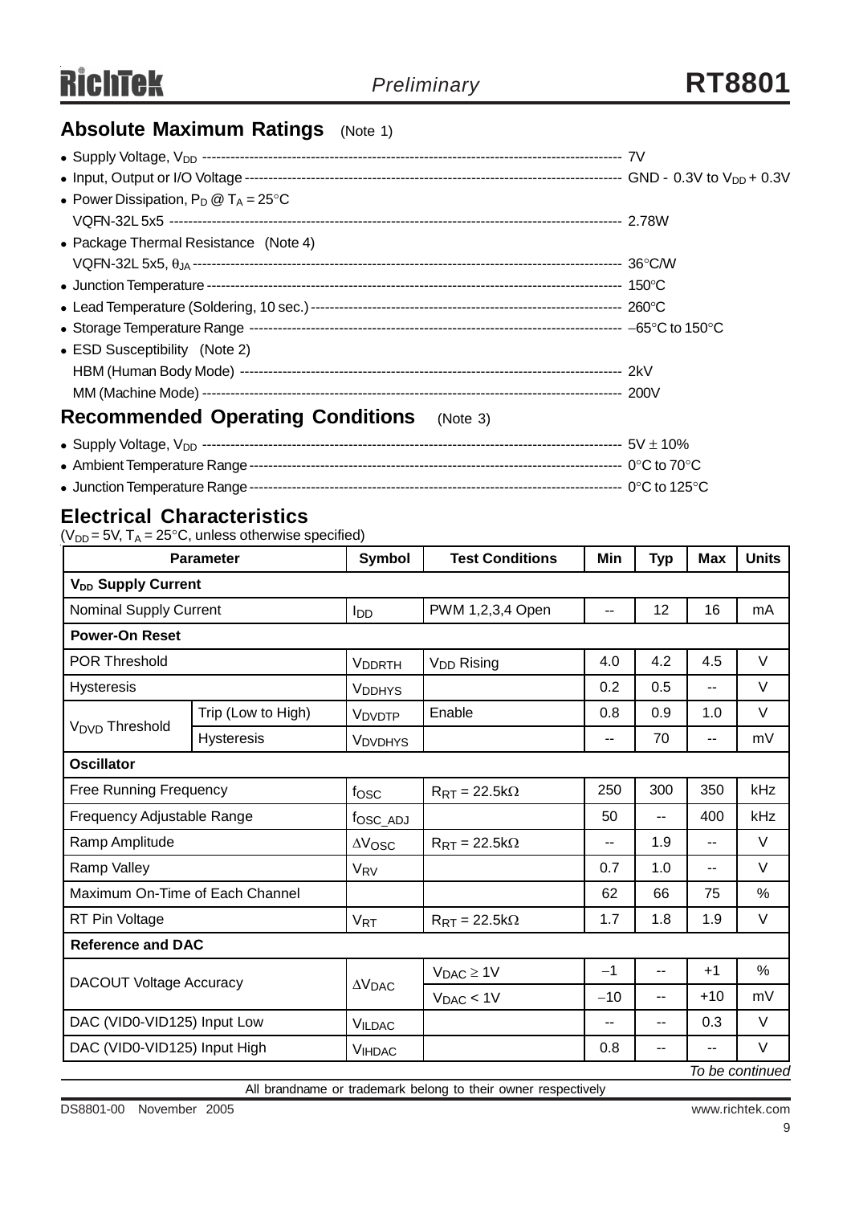## Absolute Maximum Ratings (Note 1)

- Supply Voltage, $V_{DD}$ ---------- 7V
- Input, Output or I/O Voltage ---------- GND - 0.3V to $V_{DD}$ + 0.3V
- Power Dissipation, $P_D$ @ $T_A$ = 25°C
  VQFN-32L 5x5 ---------- 2.78W
- Package Thermal Resistance (Note 4)
  VQFN-32L 5x5, $\theta_{JA}$ ---------- 36°C/W
- Junction Temperature ---------- 150°C
- Lead Temperature (Soldering, 10 sec.) ---------- 260°C
- Storage Temperature Range ---------- −65°C to 150°C
- ESD Susceptibility (Note 2)
  HBM (Human Body Mode) ---------- 2kV
  MM (Machine Mode) ---------- 200V

## Recommended Operating Conditions (Note 3)

- Supply Voltage, $V_{DD}$ ---------- 5V ± 10%
- Ambient Temperature Range ---------- 0°C to 70°C
- Junction Temperature Range ---------- 0°C to 125°C

## Electrical Characteristics

($V_{DD}$ = 5V, $T_A$ = 25°C, unless otherwise specified)

| Parameter | | Symbol | Test Conditions | Min | Typ | Max | Units |
|---|---|---|---|---|---|---|---|
| **$V_{DD}$ Supply Current** | | | | | | | |
| Nominal Supply Current | | $I_{DD}$ | PWM 1,2,3,4 Open | -- | 12 | 16 | mA |
| **Power-On Reset** | | | | | | | |
| POR Threshold | | $V_{DDRTH}$ | $V_{DD}$ Rising | 4.0 | 4.2 | 4.5 | V |
| Hysteresis | | $V_{DDHYS}$ | | 0.2 | 0.5 | -- | V |
| $V_{DVD}$ Threshold | Trip (Low to High) | $V_{DVDTP}$ | Enable | 0.8 | 0.9 | 1.0 | V |
| | Hysteresis | $V_{DVDHYS}$ | | -- | 70 | -- | mV |
| **Oscillator** | | | | | | | |
| Free Running Frequency | | $f_{OSC}$ | $R_{RT}$ = 22.5kΩ | 250 | 300 | 350 | kHz |
| Frequency Adjustable Range | | $f_{OSC\_ADJ}$ | | 50 | -- | 400 | kHz |
| Ramp Amplitude | | $\Delta V_{OSC}$ | $R_{RT}$ = 22.5kΩ | -- | 1.9 | -- | V |
| Ramp Valley | | $V_{RV}$ | | 0.7 | 1.0 | -- | V |
| Maximum On-Time of Each Channel | | | | 62 | 66 | 75 | % |
| RT Pin Voltage | | $V_{RT}$ | $R_{RT}$ = 22.5kΩ | 1.7 | 1.8 | 1.9 | V |
| **Reference and DAC** | | | | | | | |
| DACOUT Voltage Accuracy | | $\Delta V_{DAC}$ | $V_{DAC} \geq 1V$ | −1 | -- | +1 | % |
| | | | $V_{DAC} < 1V$ | −10 | -- | +10 | mV |
| DAC (VID0-VID125) Input Low | | $V_{ILDAC}$ | | -- | -- | 0.3 | V |
| DAC (VID0-VID125) Input High | | $V_{IHDAC}$ | | 0.8 | -- | -- | V |

*To be continued*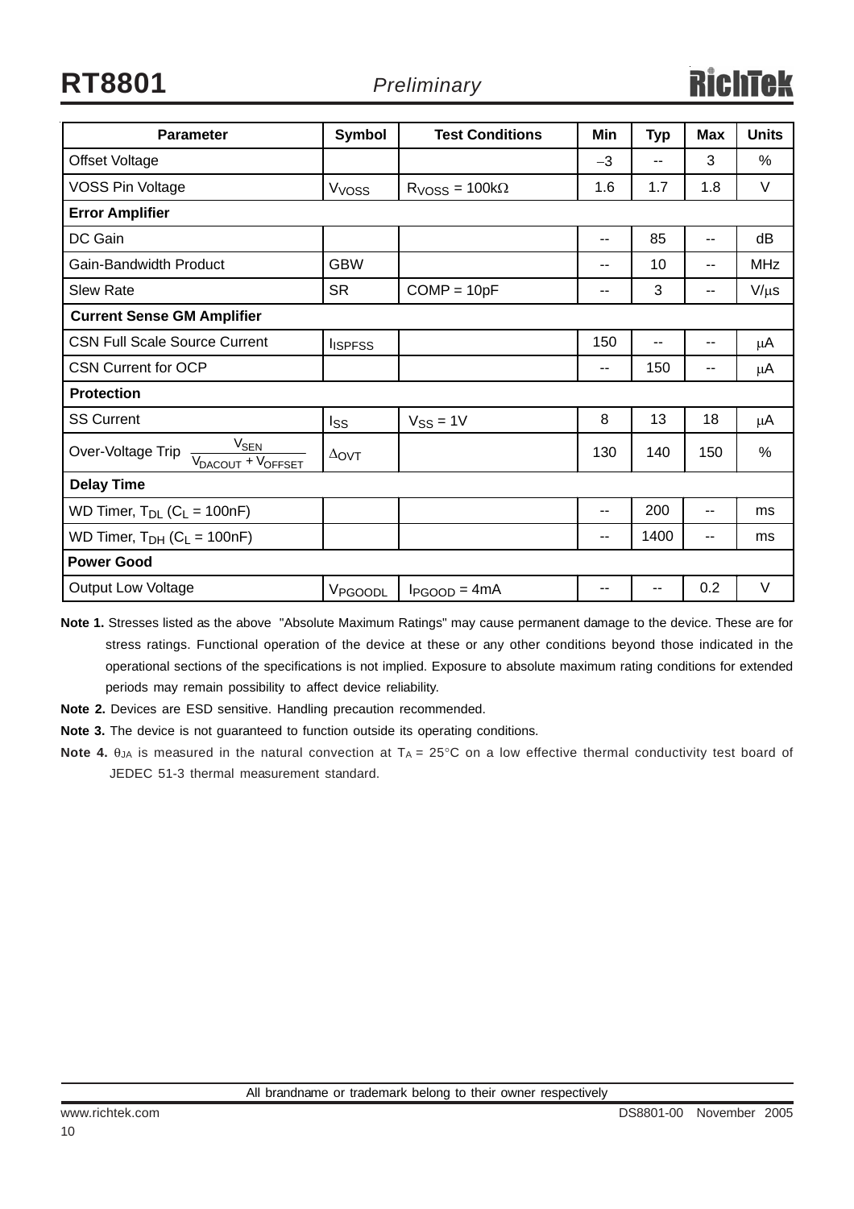| Parameter | Symbol | Test Conditions | Min | Typ | Max | Units |
|---|---|---|---|---|---|---|
| Offset Voltage | | | −3 | -- | 3 | % |
| VOSS Pin Voltage | $V_{VOSS}$ | $R_{VOSS}$ = 100kΩ | 1.6 | 1.7 | 1.8 | V |
| **Error Amplifier** | | | | | | |
| DC Gain | | | -- | 85 | -- | dB |
| Gain-Bandwidth Product | GBW | | -- | 10 | -- | MHz |
| Slew Rate | SR | COMP = 10pF | -- | 3 | -- | V/μs |
| **Current Sense GM Amplifier** | | | | | | |
| CSN Full Scale Source Current | $I_{ISPFSS}$ | | 150 | -- | -- | μA |
| CSN Current for OCP | | | -- | 150 | -- | μA |
| **Protection** | | | | | | |
| SS Current | $I_{SS}$ | $V_{SS}$ = 1V | 8 | 13 | 18 | μA |
| Over-Voltage Trip $\frac{V_{SEN}}{V_{DACOUT} + V_{OFFSET}}$ | $\Delta_{OVT}$ | | 130 | 140 | 150 | % |
| **Delay Time** | | | | | | |
| WD Timer, $T_{DL}$ ($C_L$ = 100nF) | | | -- | 200 | -- | ms |
| WD Timer, $T_{DH}$ ($C_L$ = 100nF) | | | -- | 1400 | -- | ms |
| **Power Good** | | | | | | |
| Output Low Voltage | $V_{PGOODL}$ | $I_{PGOOD}$ = 4mA | -- | -- | 0.2 | V |

**Note 1.** Stresses listed as the above "Absolute Maximum Ratings" may cause permanent damage to the device. These are for stress ratings. Functional operation of the device at these or any other conditions beyond those indicated in the operational sections of the specifications is not implied. Exposure to absolute maximum rating conditions for extended periods may remain possibility to affect device reliability.

**Note 2.** Devices are ESD sensitive. Handling precaution recommended.

**Note 3.** The device is not guaranteed to function outside its operating conditions.

**Note 4.** $\theta_{JA}$ is measured in the natural convection at $T_A$ = 25°C on a low effective thermal conductivity test board of JEDEC 51-3 thermal measurement standard.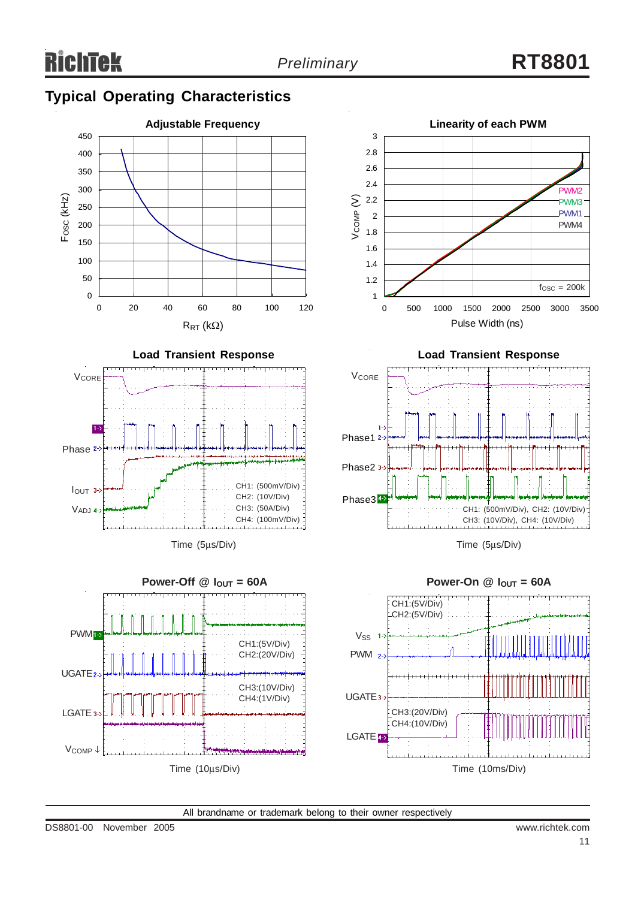## Typical Operating Characteristics

**Adjustable Frequency**

$F_{OSC}$ (kHz) vs $R_{RT}$ (kΩ)

**Linearity of each PWM**

$V_{COMP}$ (V) vs Pulse Width (ns)

PWM2, PWM3, PWM1, PWM4

$f_{OSC}$ = 200k

**Load Transient Response**

$V_{CORE}$, Phase, $I_{OUT}$, $V_{ADJ}$

CH1: (500mV/Div)
CH2: (10V/Div)
CH3: (50A/Div)
CH4: (100mV/Div)

Time (5μs/Div)

**Load Transient Response**

$V_{CORE}$, Phase1, Phase2, Phase3

CH1: (500mV/Div), CH2: (10V/Div)
CH3: (10V/Div), CH4: (10V/Div)

Time (5μs/Div)

**Power-Off @ $I_{OUT}$ = 60A**

PWM, UGATE, LGATE, $V_{COMP}$

CH1:(5V/Div)
CH2:(20V/Div)
CH3:(10V/Div)
CH4:(1V/Div)

Time (10μs/Div)

**Power-On @ $I_{OUT}$ = 60A**

$V_{SS}$, PWM, UGATE, LGATE

CH1:(5V/Div)
CH2:(5V/Div)
CH3:(20V/Div)
CH4:(10V/Div)

Time (10ms/Div)

All brandname or trademark belong to their owner respectively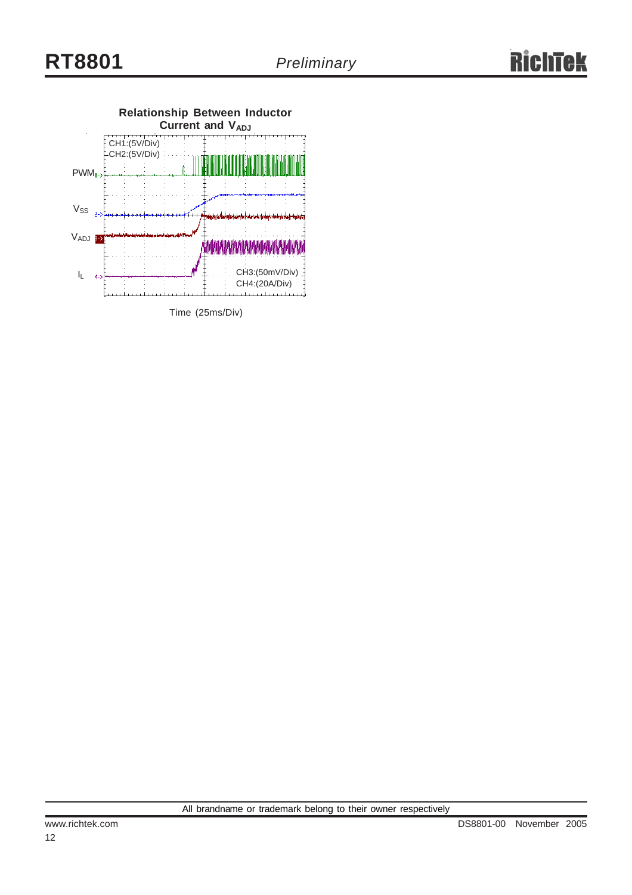**Relationship Between Inductor Current and $V_{ADJ}$**

CH1:(5V/Div)
CH2:(5V/Div)

PWM

$V_{SS}$

$V_{ADJ}$

$I_L$

CH3:(50mV/Div)
CH4:(20A/Div)

Time (25ms/Div)

All brandname or trademark belong to their owner respectively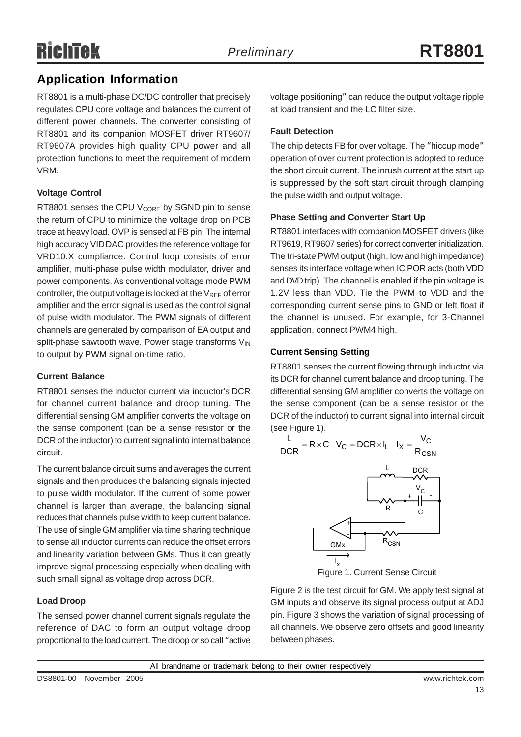## Application Information

RT8801 is a multi-phase DC/DC controller that precisely regulates CPU core voltage and balances the current of different power channels. The converter consisting of RT8801 and its companion MOSFET driver RT9607/RT9607A provides high quality CPU power and all protection functions to meet the requirement of modern VRM.

#### Voltage Control

RT8801 senses the CPU $V_{CORE}$ by SGND pin to sense the return of CPU to minimize the voltage drop on PCB trace at heavy load. OVP is sensed at FB pin. The internal high accuracy VID DAC provides the reference voltage for VRD10.X compliance. Control loop consists of error amplifier, multi-phase pulse width modulator, driver and power components. As conventional voltage mode PWM controller, the output voltage is locked at the $V_{REF}$ of error amplifier and the error signal is used as the control signal of pulse width modulator. The PWM signals of different channels are generated by comparison of EA output and split-phase sawtooth wave. Power stage transforms $V_{IN}$ to output by PWM signal on-time ratio.

#### Current Balance

RT8801 senses the inductor current via inductor's DCR for channel current balance and droop tuning. The differential sensing GM amplifier converts the voltage on the sense component (can be a sense resistor or the DCR of the inductor) to current signal into internal balance circuit.

The current balance circuit sums and averages the current signals and then produces the balancing signals injected to pulse width modulator. If the current of some power channel is larger than average, the balancing signal reduces that channels pulse width to keep current balance. The use of single GM amplifier via time sharing technique to sense all inductor currents can reduce the offset errors and linearity variation between GMs. Thus it can greatly improve signal processing especially when dealing with such small signal as voltage drop across DCR.

#### Load Droop

The sensed power channel current signals regulate the reference of DAC to form an output voltage droop proportional to the load current. The droop or so call "active voltage positioning" can reduce the output voltage ripple at load transient and the LC filter size.

#### Fault Detection

The chip detects FB for over voltage. The "hiccup mode" operation of over current protection is adopted to reduce the short circuit current. The inrush current at the start up is suppressed by the soft start circuit through clamping the pulse width and output voltage.

#### Phase Setting and Converter Start Up

RT8801 interfaces with companion MOSFET drivers (like RT9619, RT9607 series) for correct converter initialization. The tri-state PWM output (high, low and high impedance) senses its interface voltage when IC POR acts (both VDD and DVD trip). The channel is enabled if the pin voltage is 1.2V less than VDD. Tie the PWM to VDD and the corresponding current sense pins to GND or left float if the channel is unused. For example, for 3-Channel application, connect PWM4 high.

#### Current Sensing Setting

RT8801 senses the current flowing through inductor via its DCR for channel current balance and droop tuning. The differential sensing GM amplifier converts the voltage on the sense component (can be a sense resistor or the DCR of the inductor) to current signal into internal circuit (see Figure 1).

$$\frac{L}{DCR} = R \times C \quad V_C = DCR \times I_L \quad I_X = \frac{V_C}{R_{CSN}}$$

Figure 1. Current Sense Circuit

Figure 2 is the test circuit for GM. We apply test signal at GM inputs and observe its signal process output at ADJ pin. Figure 3 shows the variation of signal processing of all channels. We observe zero offsets and good linearity between phases.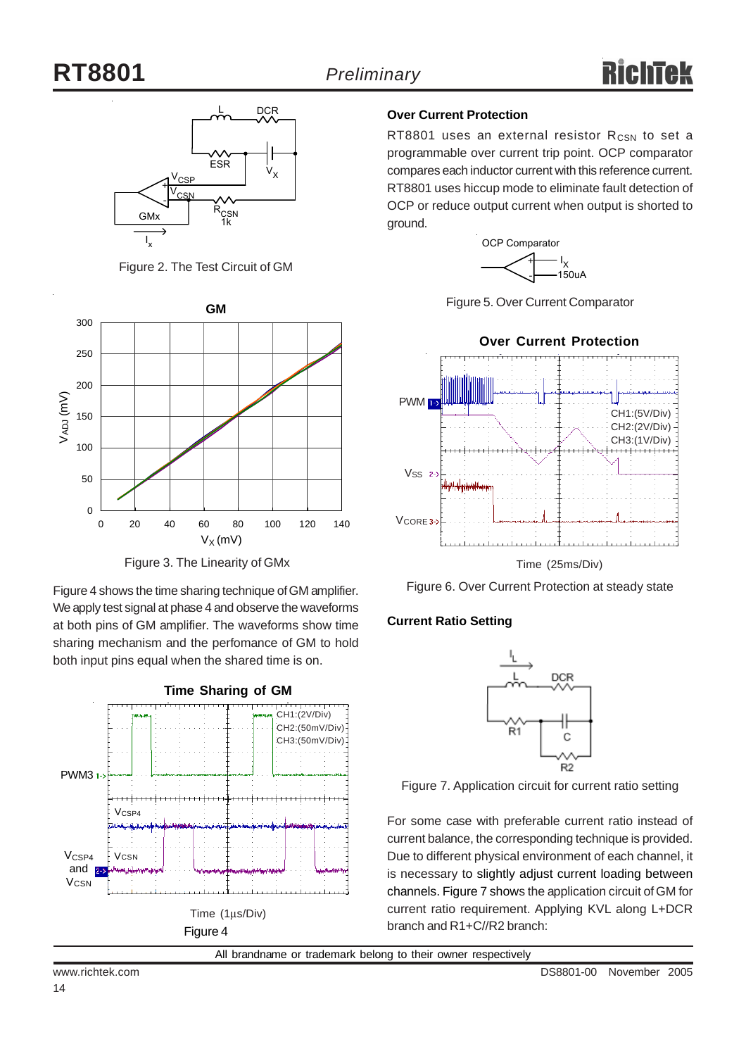Figure 2. The Test Circuit of GM

Figure 3. The Linearity of GMx

Figure 4 shows the time sharing technique of GM amplifier. We apply test signal at phase 4 and observe the waveforms at both pins of GM amplifier. The waveforms show time sharing mechanism and the perfomance of GM to hold both input pins equal when the shared time is on.

Figure 4

### Over Current Protection

RT8801 uses an external resistor $R_{CSN}$ to set a programmable over current trip point. OCP comparator compares each inductor current with this reference current. RT8801 uses hiccup mode to eliminate fault detection of OCP or reduce output current when output is shorted to ground.

Figure 5. Over Current Comparator

Figure 6. Over Current Protection at steady state

### Current Ratio Setting

Figure 7. Application circuit for current ratio setting

For some case with preferable current ratio instead of current balance, the corresponding technique is provided. Due to different physical environment of each channel, it is necessary to slightly adjust current loading between channels. Figure 7 shows the application circuit of GM for current ratio requirement. Applying KVL along L+DCR branch and R1+C//R2 branch: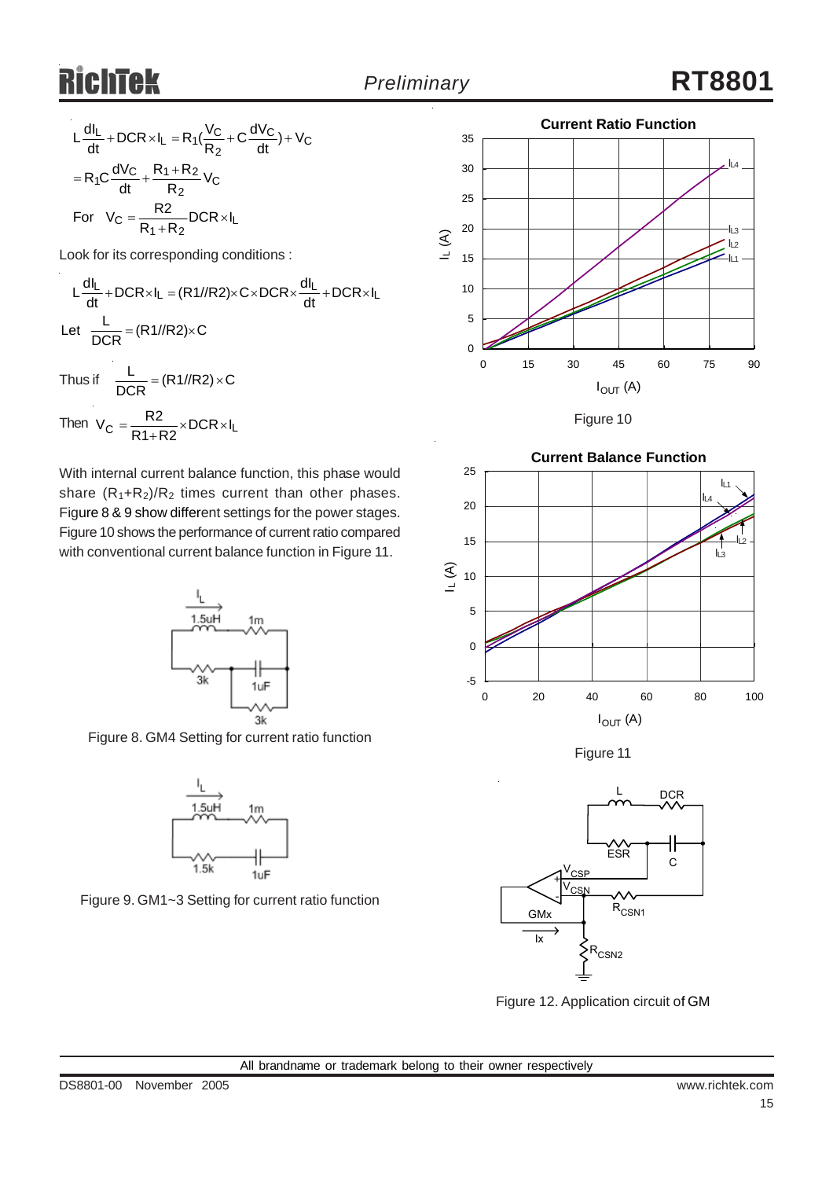$$L\frac{dI_L}{dt} + DCR \times I_L = R_1\left(\frac{V_C}{R_2} + C\frac{dV_C}{dt}\right) + V_C$$

$$= R_1 C\frac{dV_C}{dt} + \frac{R_1 + R_2}{R_2}V_C$$

$$\text{For } V_C = \frac{R2}{R_1 + R_2}DCR \times I_L$$

Look for its corresponding conditions :

$$L\frac{dI_L}{dt} + DCR \times I_L = (R1//R2) \times C \times DCR \times \frac{dI_L}{dt} + DCR \times I_L$$

$$\text{Let } \frac{L}{DCR} = (R1//R2) \times C$$

$$\text{Thus if } \frac{L}{DCR} = (R1//R2) \times C$$

$$\text{Then } V_C = \frac{R2}{R1 + R2} \times DCR \times I_L$$

With internal current balance function, this phase would share $(R_1+R_2)/R_2$ times current than other phases. Figure 8 & 9 show different settings for the power stages. Figure 10 shows the performance of current ratio compared with conventional current balance function in Figure 11.

Figure 8. GM4 Setting for current ratio function

Figure 9. GM1~3 Setting for current ratio function

Figure 10

Figure 11

Figure 12. Application circuit of GM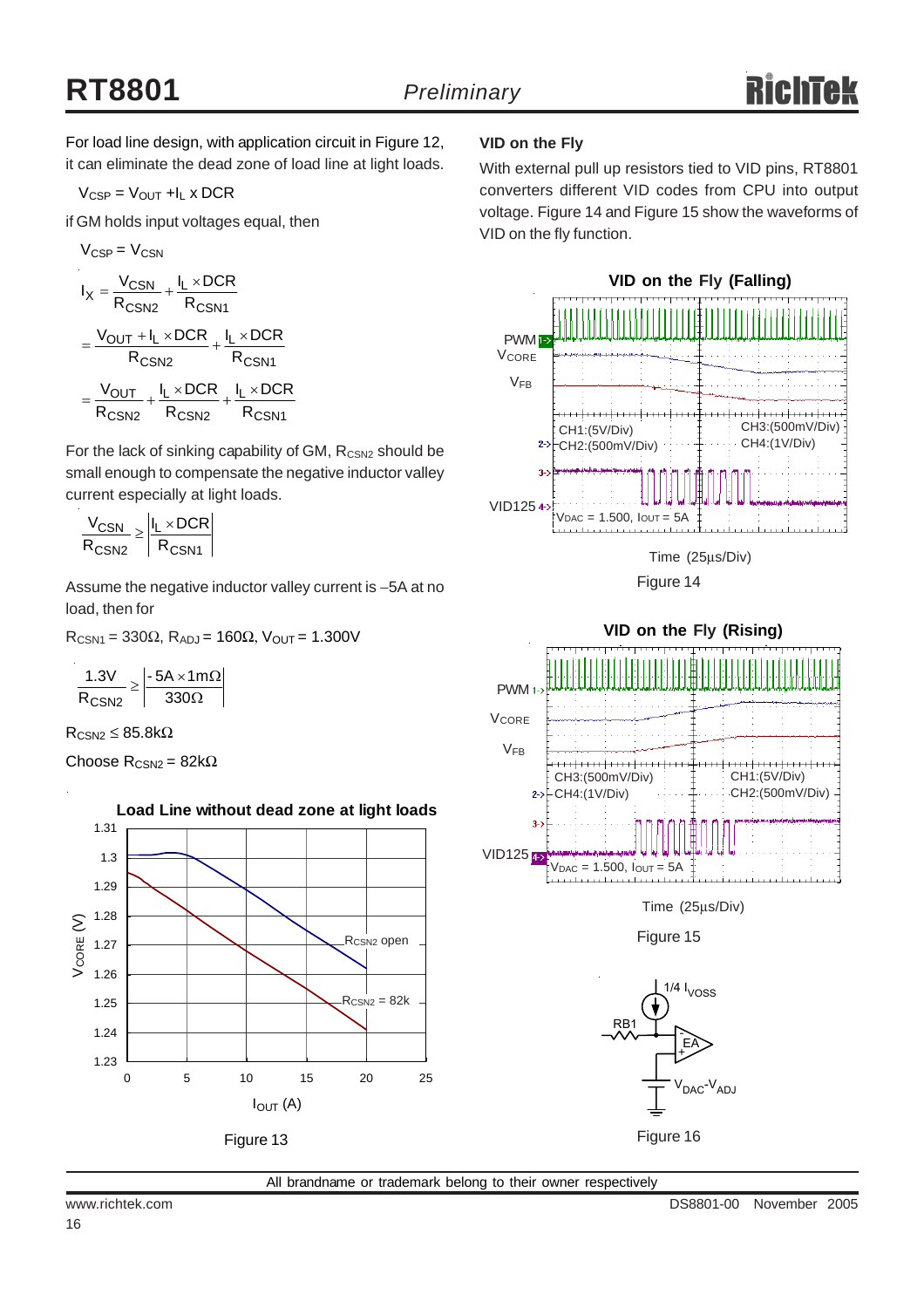For load line design, with application circuit in Figure 12, it can eliminate the dead zone of load line at light loads.

$V_{CSP} = V_{OUT} + I_L \times DCR$

if GM holds input voltages equal, then

$V_{CSP} = V_{CSN}$

$$I_X = \frac{V_{CSN}}{R_{CSN2}} + \frac{I_L \times DCR}{R_{CSN1}}$$

$$= \frac{V_{OUT} + I_L \times DCR}{R_{CSN2}} + \frac{I_L \times DCR}{R_{CSN1}}$$

$$= \frac{V_{OUT}}{R_{CSN2}} + \frac{I_L \times DCR}{R_{CSN2}} + \frac{I_L \times DCR}{R_{CSN1}}$$

For the lack of sinking capability of GM, $R_{CSN2}$ should be small enough to compensate the negative inductor valley current especially at light loads.

$$\frac{V_{CSN}}{R_{CSN2}} \geq \left| \frac{I_L \times DCR}{R_{CSN1}} \right|$$

Assume the negative inductor valley current is −5A at no load, then for

$R_{CSN1} = 330\Omega$, $R_{ADJ} = 160\Omega$, $V_{OUT} = 1.300V$

$$\frac{1.3V}{R_{CSN2}} \geq \left| \frac{-5A \times 1m\Omega}{330\Omega} \right|$$

$R_{CSN2} \leq 85.8k\Omega$

Choose $R_{CSN2} = 82k\Omega$

**Load Line without dead zone at light loads**

Figure 13

### VID on the Fly

With external pull up resistors tied to VID pins, RT8801 converters different VID codes from CPU into output voltage. Figure 14 and Figure 15 show the waveforms of VID on the fly function.

**VID on the Fly (Falling)**

Figure 14

**VID on the Fly (Rising)**

Figure 15

Figure 16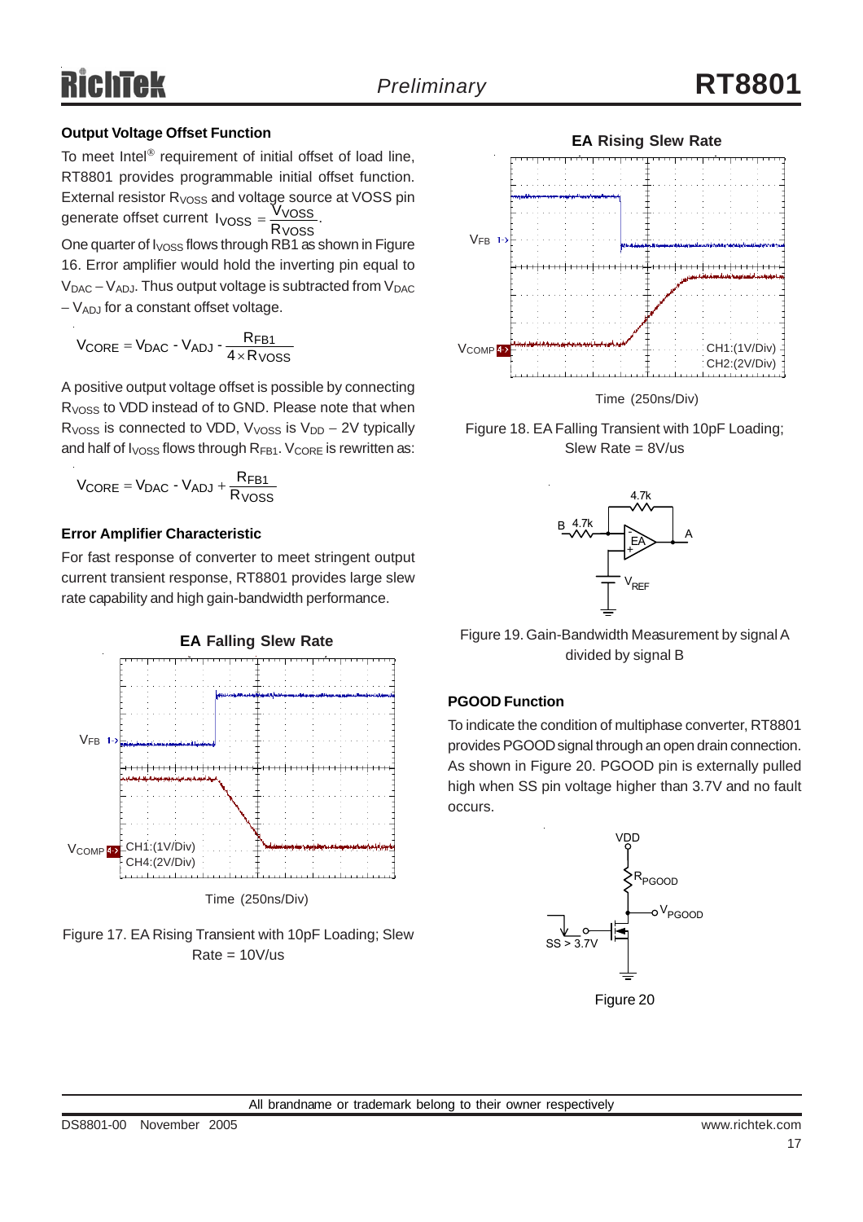### Output Voltage Offset Function

To meet Intel® requirement of initial offset of load line, RT8801 provides programmable initial offset function. External resistor $R_{VOSS}$ and voltage source at VOSS pin generate offset current $I_{VOSS} = \frac{V_{VOSS}}{R_{VOSS}}$.

One quarter of $I_{VOSS}$ flows through RB1 as shown in Figure 16. Error amplifier would hold the inverting pin equal to $V_{DAC} - V_{ADJ}$. Thus output voltage is subtracted from $V_{DAC} - V_{ADJ}$ for a constant offset voltage.

$$V_{CORE} = V_{DAC} - V_{ADJ} - \frac{R_{FB1}}{4 \times R_{VOSS}}$$

A positive output voltage offset is possible by connecting $R_{VOSS}$ to VDD instead of to GND. Please note that when $R_{VOSS}$ is connected to VDD, $V_{VOSS}$ is $V_{DD} - 2V$ typically and half of $I_{VOSS}$ flows through $R_{FB1}$. $V_{CORE}$ is rewritten as:

$$V_{CORE} = V_{DAC} - V_{ADJ} + \frac{R_{FB1}}{R_{VOSS}}$$

### Error Amplifier Characteristic

For fast response of converter to meet stringent output current transient response, RT8801 provides large slew rate capability and high gain-bandwidth performance.

**EA Falling Slew Rate**

Figure 17. EA Rising Transient with 10pF Loading; Slew Rate = 10V/us

**EA Rising Slew Rate**

Figure 18. EA Falling Transient with 10pF Loading; Slew Rate = 8V/us

Figure 19. Gain-Bandwidth Measurement by signal A divided by signal B

### PGOOD Function

To indicate the condition of multiphase converter, RT8801 provides PGOOD signal through an open drain connection. As shown in Figure 20. PGOOD pin is externally pulled high when SS pin voltage higher than 3.7V and no fault occurs.

Figure 20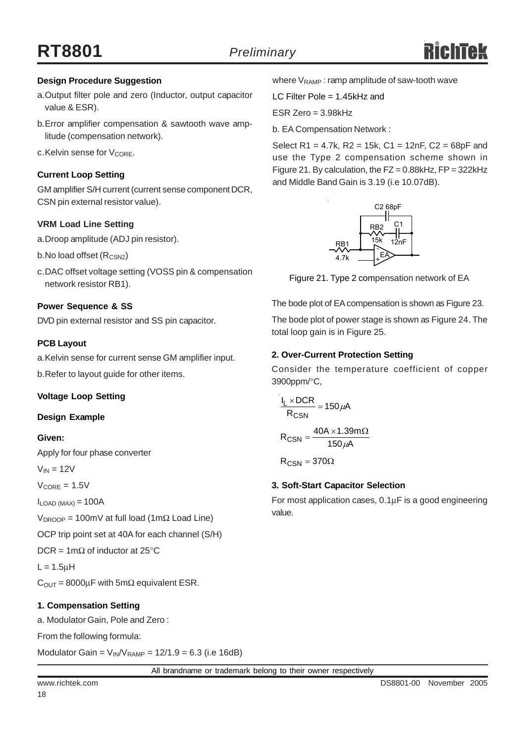### Design Procedure Suggestion

a. Output filter pole and zero (Inductor, output capacitor value & ESR).

b. Error amplifier compensation & sawtooth wave amplitude (compensation network).

c. Kelvin sense for $V_{CORE}$.

### Current Loop Setting

GM amplifier S/H current (current sense component DCR, CSN pin external resistor value).

### VRM Load Line Setting

a. Droop amplitude (ADJ pin resistor).

b. No load offset ($R_{CSN2}$)

c. DAC offset voltage setting (VOSS pin & compensation network resistor RB1).

### Power Sequence & SS

DVD pin external resistor and SS pin capacitor.

### PCB Layout

a. Kelvin sense for current sense GM amplifier input.

b. Refer to layout guide for other items.

### Voltage Loop Setting

### Design Example

**Given:**

Apply for four phase converter

$V_{IN}$ = 12V

$V_{CORE}$ = 1.5V

$I_{LOAD\ (MAX)}$ = 100A

$V_{DROOP}$ = 100mV at full load (1mΩ Load Line)

OCP trip point set at 40A for each channel (S/H)

DCR = 1mΩ of inductor at 25°C

L = 1.5μH

$C_{OUT}$ = 8000μF with 5mΩ equivalent ESR.

#### 1. Compensation Setting

a. Modulator Gain, Pole and Zero :

From the following formula:

Modulator Gain = $V_{IN}/V_{RAMP}$ = 12/1.9 = 6.3 (i.e 16dB)

where $V_{RAMP}$ : ramp amplitude of saw-tooth wave

LC Filter Pole = 1.45kHz and

ESR Zero = 3.98kHz

b. EA Compensation Network :

Select R1 = 4.7k, R2 = 15k, C1 = 12nF, C2 = 68pF and use the Type 2 compensation scheme shown in Figure 21. By calculation, the FZ = 0.88kHz, FP = 322kHz and Middle Band Gain is 3.19 (i.e 10.07dB).

Figure 21. Type 2 compensation network of EA

The bode plot of EA compensation is shown as Figure 23.

The bode plot of power stage is shown as Figure 24. The total loop gain is in Figure 25.

#### 2. Over-Current Protection Setting

Consider the temperature coefficient of copper 3900ppm/°C,

$$\frac{I_L \times DCR}{R_{CSN}} = 150\mu A$$

$$R_{CSN} = \frac{40A \times 1.39m\Omega}{150\mu A}$$

$$R_{CSN} = 370\Omega$$

#### 3. Soft-Start Capacitor Selection

For most application cases, 0.1μF is a good engineering value.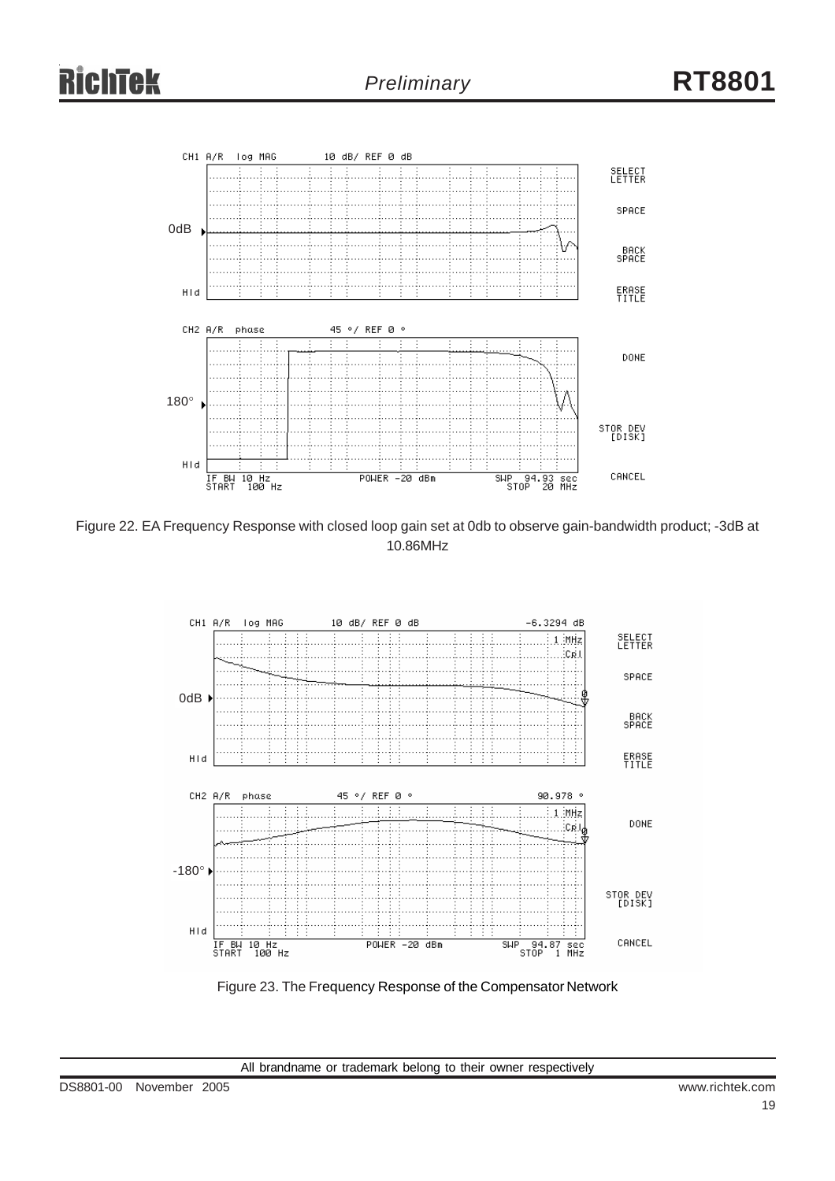Figure 22. EA Frequency Response with closed loop gain set at 0db to observe gain-bandwidth product; -3dB at 10.86MHz

Figure 23. The Frequency Response of the Compensator Network

All brandname or trademark belong to their owner respectively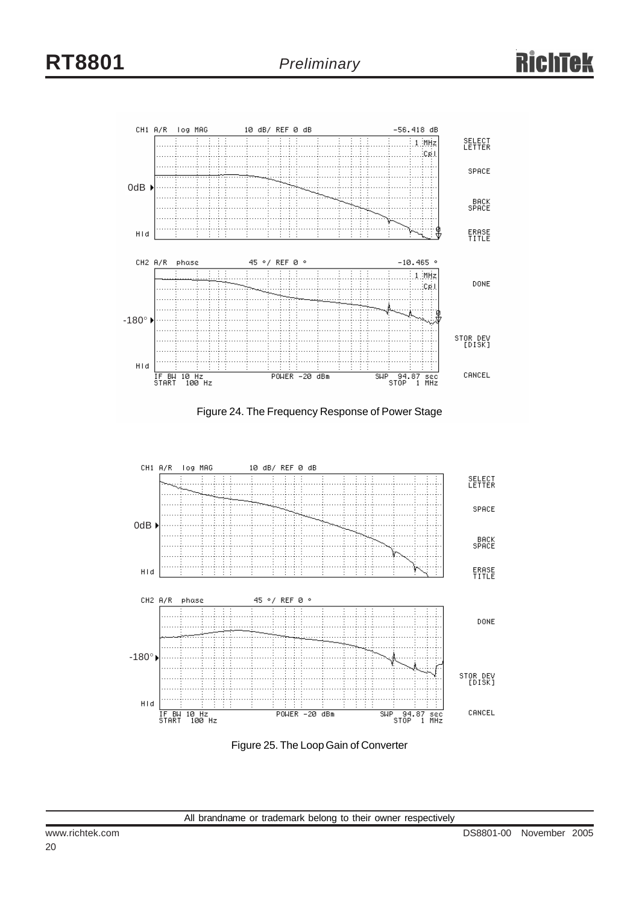Figure 24. The Frequency Response of Power Stage

Figure 25. The Loop Gain of Converter

All brandname or trademark belong to their owner respectively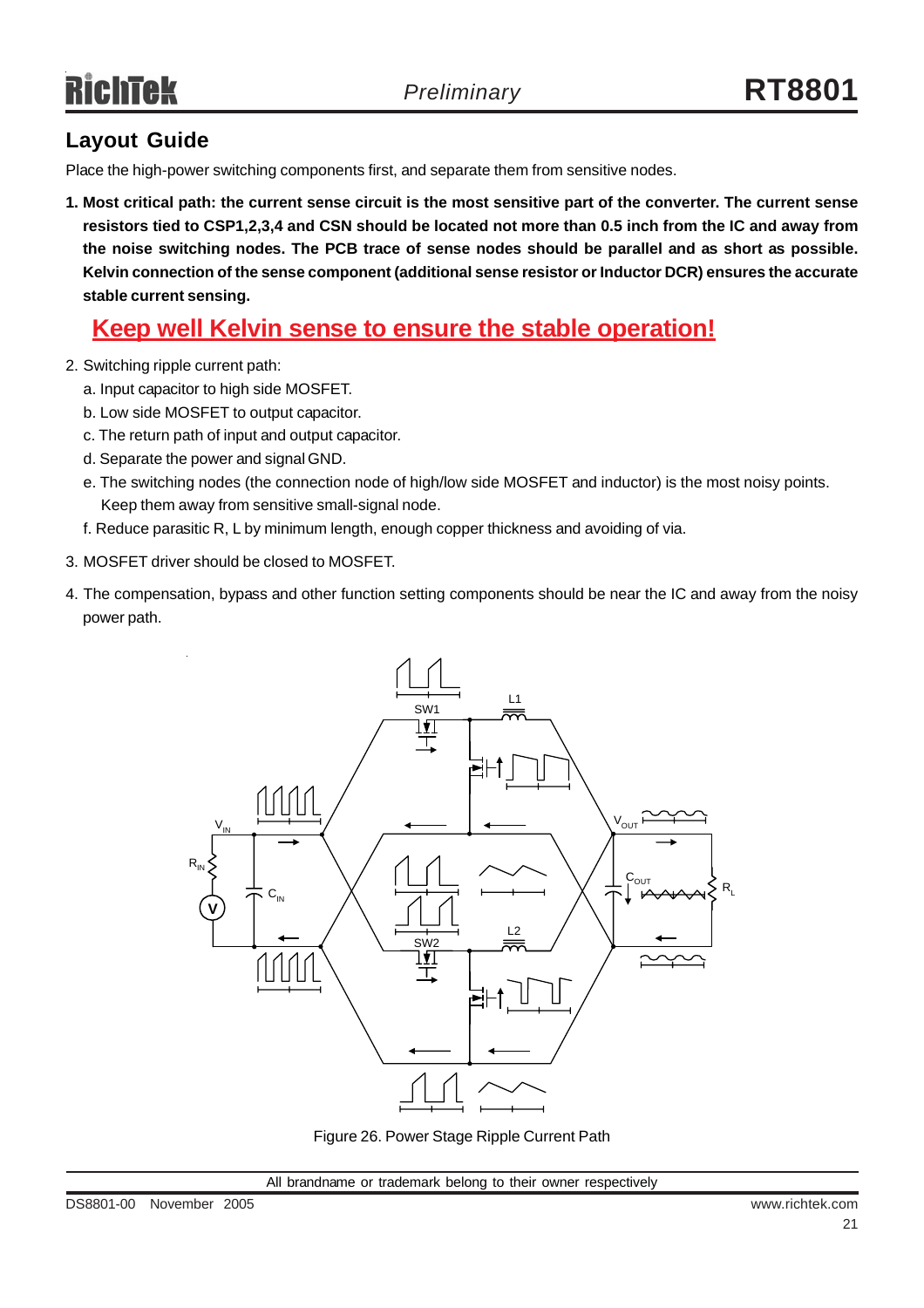## Layout Guide

Place the high-power switching components first, and separate them from sensitive nodes.

1. **Most critical path: the current sense circuit is the most sensitive part of the converter. The current sense resistors tied to CSP1,2,3,4 and CSN should be located not more than 0.5 inch from the IC and away from the noise switching nodes. The PCB trace of sense nodes should be parallel and as short as possible. Kelvin connection of the sense component (additional sense resistor or Inductor DCR) ensures the accurate stable current sensing.**

   **Keep well Kelvin sense to ensure the stable operation!**

2. Switching ripple current path:
   a. Input capacitor to high side MOSFET.
   b. Low side MOSFET to output capacitor.
   c. The return path of input and output capacitor.
   d. Separate the power and signal GND.
   e. The switching nodes (the connection node of high/low side MOSFET and inductor) is the most noisy points. Keep them away from sensitive small-signal node.
   f. Reduce parasitic R, L by minimum length, enough copper thickness and avoiding of via.

3. MOSFET driver should be closed to MOSFET.

4. The compensation, bypass and other function setting components should be near the IC and away from the noisy power path.

Figure 26. Power Stage Ripple Current Path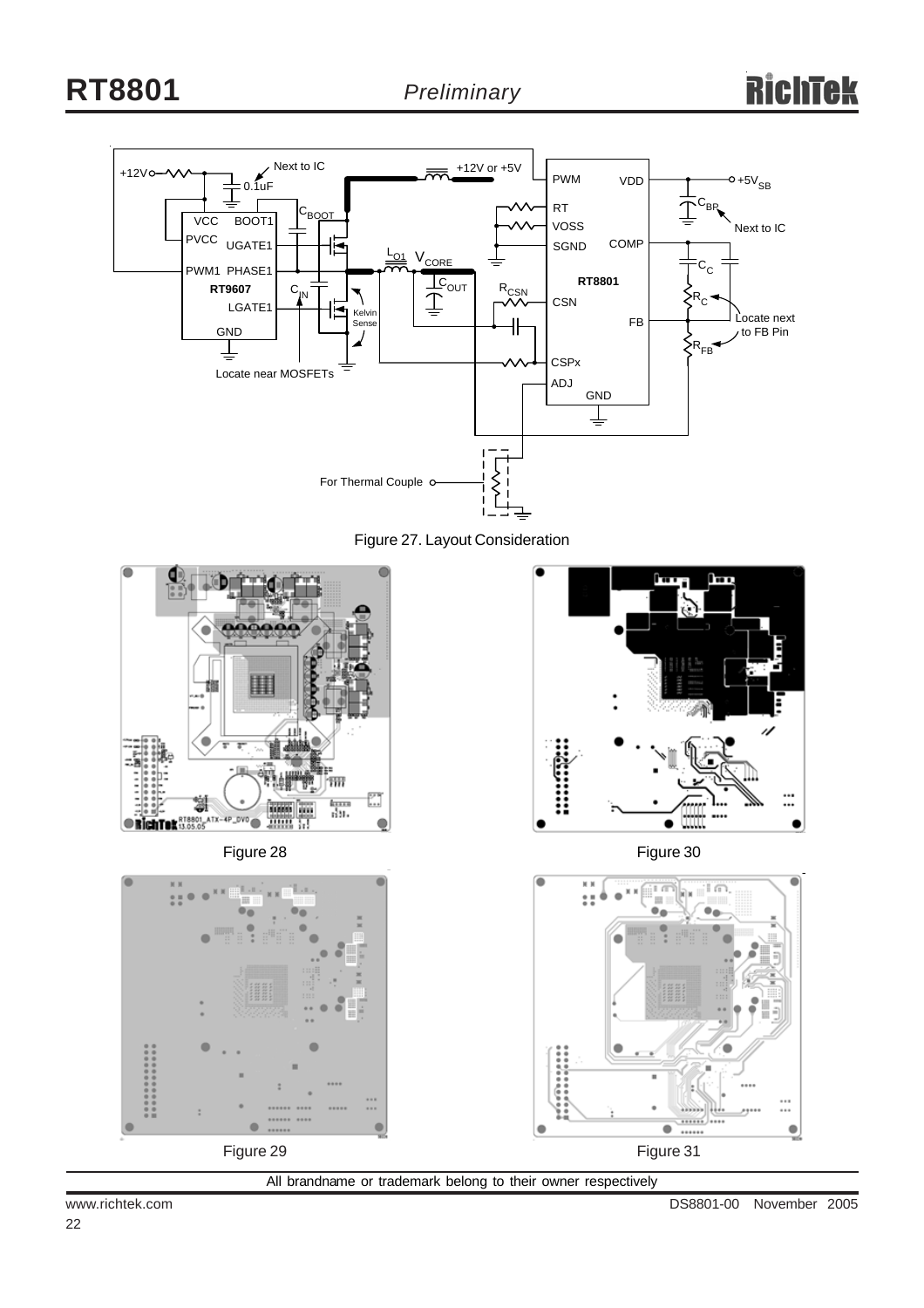Figure 27. Layout Consideration

Figure 28

Figure 30

Figure 29

Figure 31

All brandname or trademark belong to their owner respectively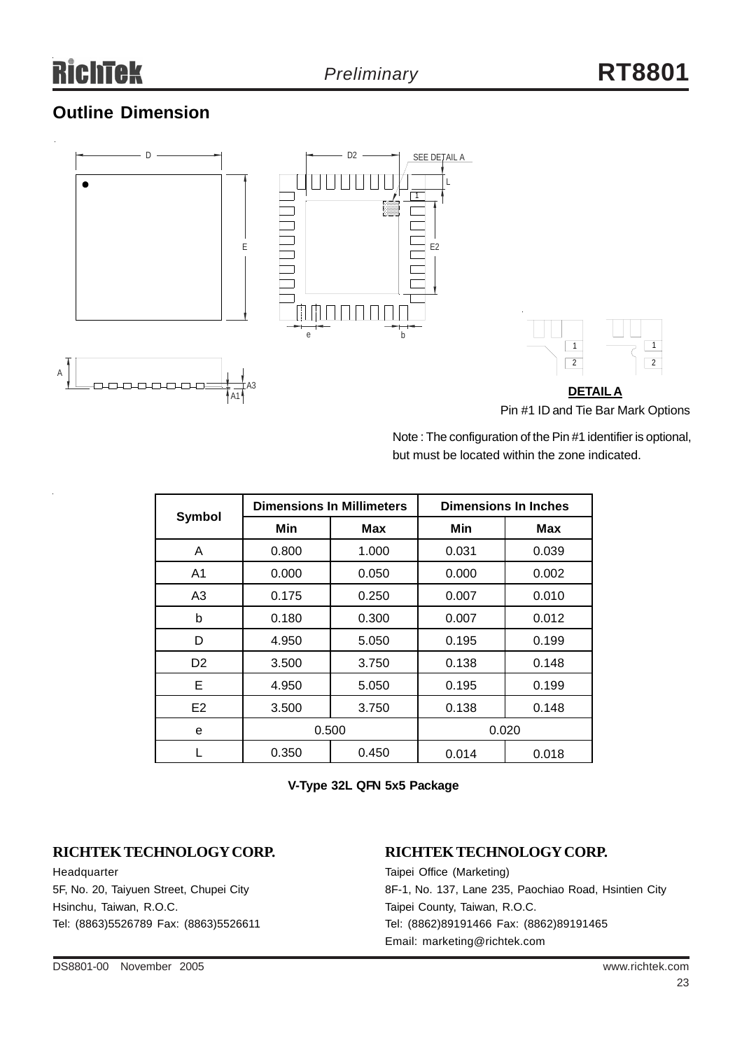## Outline Dimension

D

D2

SEE DETAIL A

L

E

E2

e

b

A

A3

A1

**DETAIL A**

Pin #1 ID and Tie Bar Mark Options

Note : The configuration of the Pin #1 identifier is optional, but must be located within the zone indicated.

| Symbol | Dimensions In Millimeters | | Dimensions In Inches | |
|---|---|---|---|---|
| | Min | Max | Min | Max |
| A | 0.800 | 1.000 | 0.031 | 0.039 |
| A1 | 0.000 | 0.050 | 0.000 | 0.002 |
| A3 | 0.175 | 0.250 | 0.007 | 0.010 |
| b | 0.180 | 0.300 | 0.007 | 0.012 |
| D | 4.950 | 5.050 | 0.195 | 0.199 |
| D2 | 3.500 | 3.750 | 0.138 | 0.148 |
| E | 4.950 | 5.050 | 0.195 | 0.199 |
| E2 | 3.500 | 3.750 | 0.138 | 0.148 |
| e | 0.500 | | 0.020 | |
| L | 0.350 | 0.450 | 0.014 | 0.018 |

**V-Type 32L QFN 5x5 Package**

**RICHTEK TECHNOLOGY CORP.**

Headquarter
5F, No. 20, Taiyuen Street, Chupei City
Hsinchu, Taiwan, R.O.C.
Tel: (8863)5526789 Fax: (8863)5526611

**RICHTEK TECHNOLOGY CORP.**

Taipei Office (Marketing)
8F-1, No. 137, Lane 235, Paochiao Road, Hsintien City
Taipei County, Taiwan, R.O.C.
Tel: (8862)89191466 Fax: (8862)89191465
Email: marketing@richtek.com